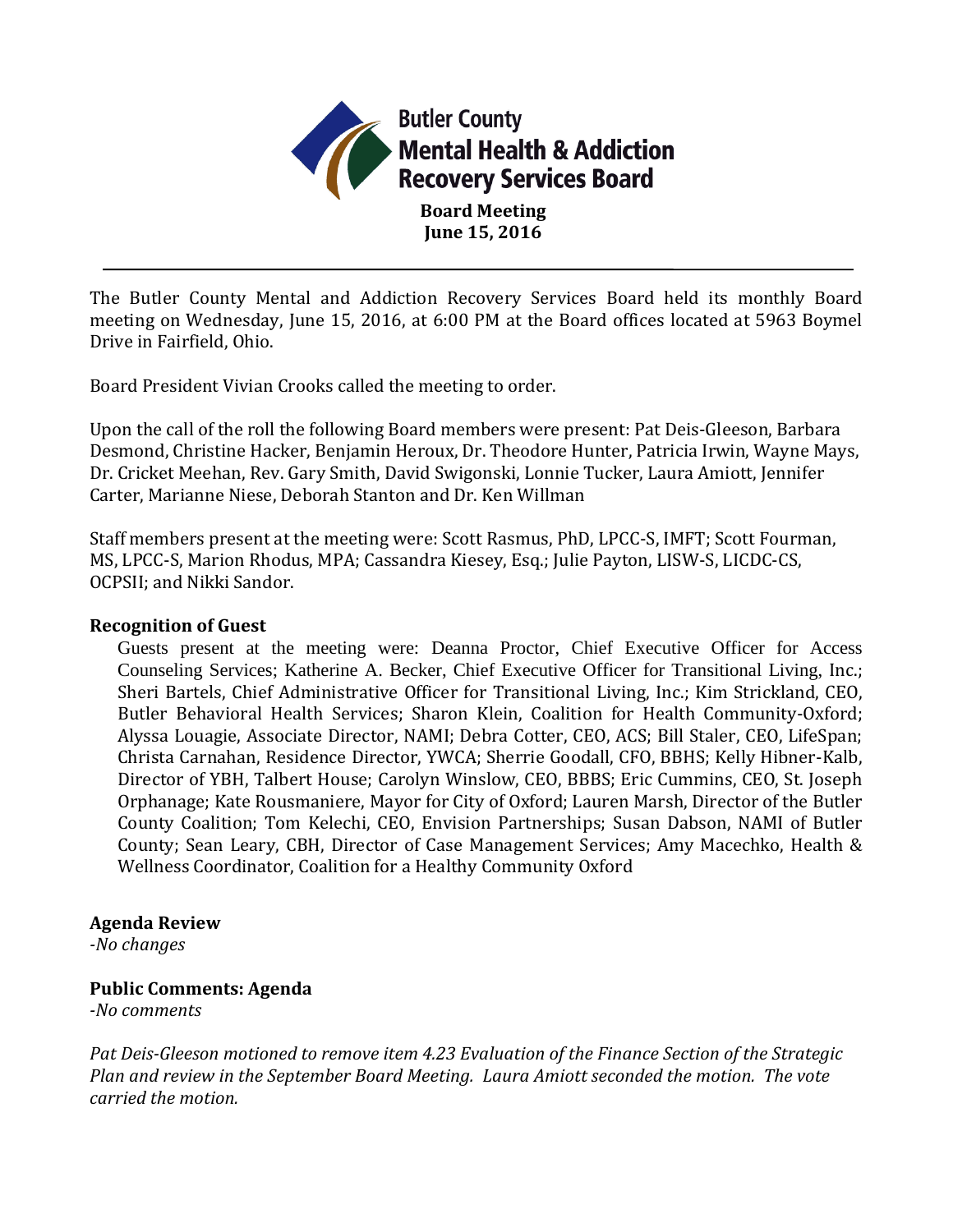# Butler County Mental Health & Addiction Recovery Services Board

**Board Meeting**
**June 15, 2016**

---

The Butler County Mental and Addiction Recovery Services Board held its monthly Board meeting on Wednesday, June 15, 2016, at 6:00 PM at the Board offices located at 5963 Boymel Drive in Fairfield, Ohio.

Board President Vivian Crooks called the meeting to order.

Upon the call of the roll the following Board members were present: Pat Deis-Gleeson, Barbara Desmond, Christine Hacker, Benjamin Heroux, Dr. Theodore Hunter, Patricia Irwin, Wayne Mays, Dr. Cricket Meehan, Rev. Gary Smith, David Swigonski, Lonnie Tucker, Laura Amiott, Jennifer Carter, Marianne Niese, Deborah Stanton and Dr. Ken Willman

Staff members present at the meeting were: Scott Rasmus, PhD, LPCC-S, IMFT; Scott Fourman, MS, LPCC-S, Marion Rhodus, MPA; Cassandra Kiesey, Esq.; Julie Payton, LISW-S, LICDC-CS, OCPSII; and Nikki Sandor.

## Recognition of Guest

Guests present at the meeting were: Deanna Proctor, Chief Executive Officer for Access Counseling Services; Katherine A. Becker, Chief Executive Officer for Transitional Living, Inc.; Sheri Bartels, Chief Administrative Officer for Transitional Living, Inc.; Kim Strickland, CEO, Butler Behavioral Health Services; Sharon Klein, Coalition for Health Community-Oxford; Alyssa Louagie, Associate Director, NAMI; Debra Cotter, CEO, ACS; Bill Staler, CEO, LifeSpan; Christa Carnahan, Residence Director, YWCA; Sherrie Goodall, CFO, BBHS; Kelly Hibner-Kalb, Director of YBH, Talbert House; Carolyn Winslow, CEO, BBBS; Eric Cummins, CEO, St. Joseph Orphanage; Kate Rousmaniere, Mayor for City of Oxford; Lauren Marsh, Director of the Butler County Coalition; Tom Kelechi, CEO, Envision Partnerships; Susan Dabson, NAMI of Butler County; Sean Leary, CBH, Director of Case Management Services; Amy Macechko, Health & Wellness Coordinator, Coalition for a Healthy Community Oxford

## Agenda Review

*-No changes*

## Public Comments: Agenda

*-No comments*

*Pat Deis-Gleeson motioned to remove item 4.23 Evaluation of the Finance Section of the Strategic Plan and review in the September Board Meeting. Laura Amiott seconded the motion. The vote carried the motion.*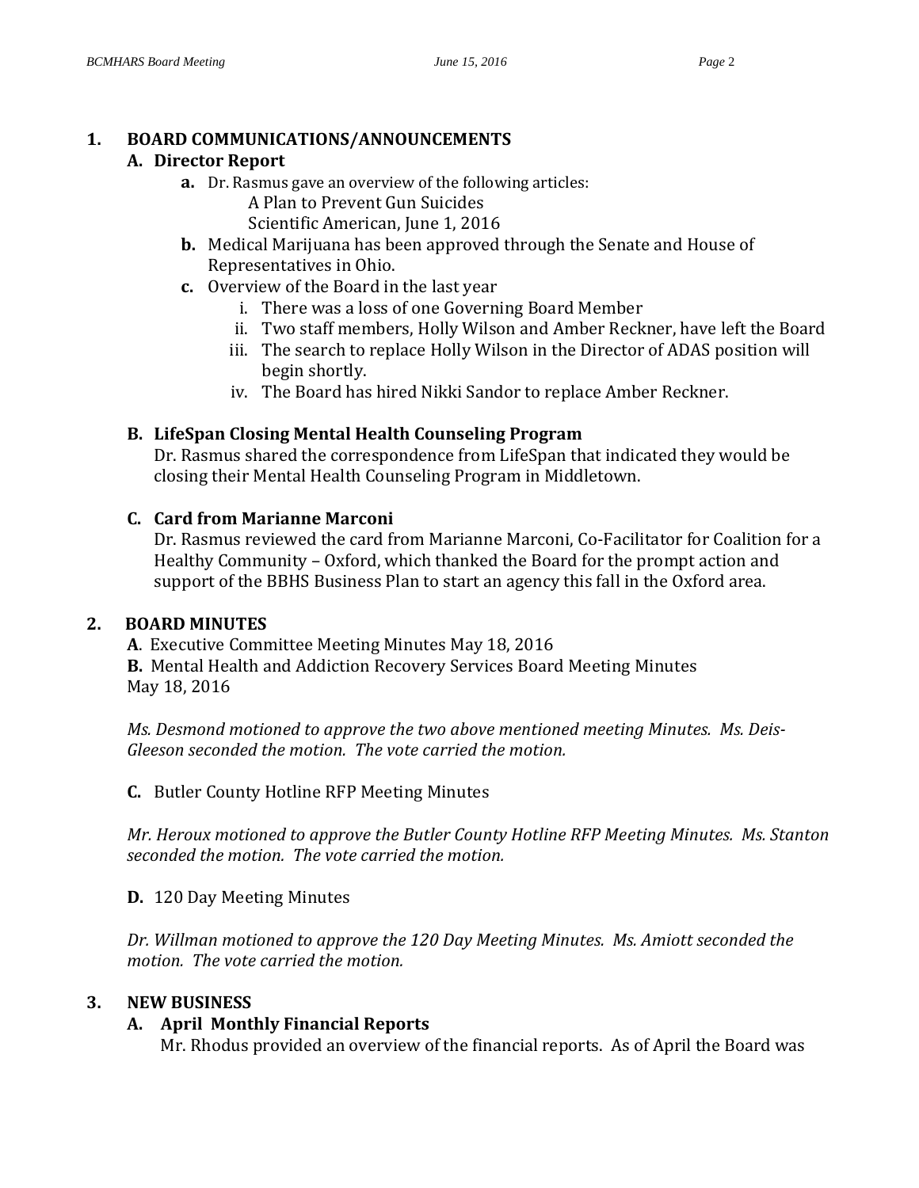## 1. BOARD COMMUNICATIONS/ANNOUNCEMENTS

### A. Director Report

- **a.** Dr. Rasmus gave an overview of the following articles:
  A Plan to Prevent Gun Suicides
  Scientific American, June 1, 2016
- **b.** Medical Marijuana has been approved through the Senate and House of Representatives in Ohio.
- **c.** Overview of the Board in the last year
  - i. There was a loss of one Governing Board Member
  - ii. Two staff members, Holly Wilson and Amber Reckner, have left the Board
  - iii. The search to replace Holly Wilson in the Director of ADAS position will begin shortly.
  - iv. The Board has hired Nikki Sandor to replace Amber Reckner.

### B. LifeSpan Closing Mental Health Counseling Program

Dr. Rasmus shared the correspondence from LifeSpan that indicated they would be closing their Mental Health Counseling Program in Middletown.

### C. Card from Marianne Marconi

Dr. Rasmus reviewed the card from Marianne Marconi, Co-Facilitator for Coalition for a Healthy Community – Oxford, which thanked the Board for the prompt action and support of the BBHS Business Plan to start an agency this fall in the Oxford area.

## 2. BOARD MINUTES

**A**. Executive Committee Meeting Minutes May 18, 2016
**B.** Mental Health and Addiction Recovery Services Board Meeting Minutes May 18, 2016

*Ms. Desmond motioned to approve the two above mentioned meeting Minutes. Ms. Deis-Gleeson seconded the motion. The vote carried the motion.*

**C.** Butler County Hotline RFP Meeting Minutes

*Mr. Heroux motioned to approve the Butler County Hotline RFP Meeting Minutes. Ms. Stanton seconded the motion. The vote carried the motion.*

**D.** 120 Day Meeting Minutes

*Dr. Willman motioned to approve the 120 Day Meeting Minutes. Ms. Amiott seconded the motion. The vote carried the motion.*

## 3. NEW BUSINESS

### A. April Monthly Financial Reports

Mr. Rhodus provided an overview of the financial reports. As of April the Board was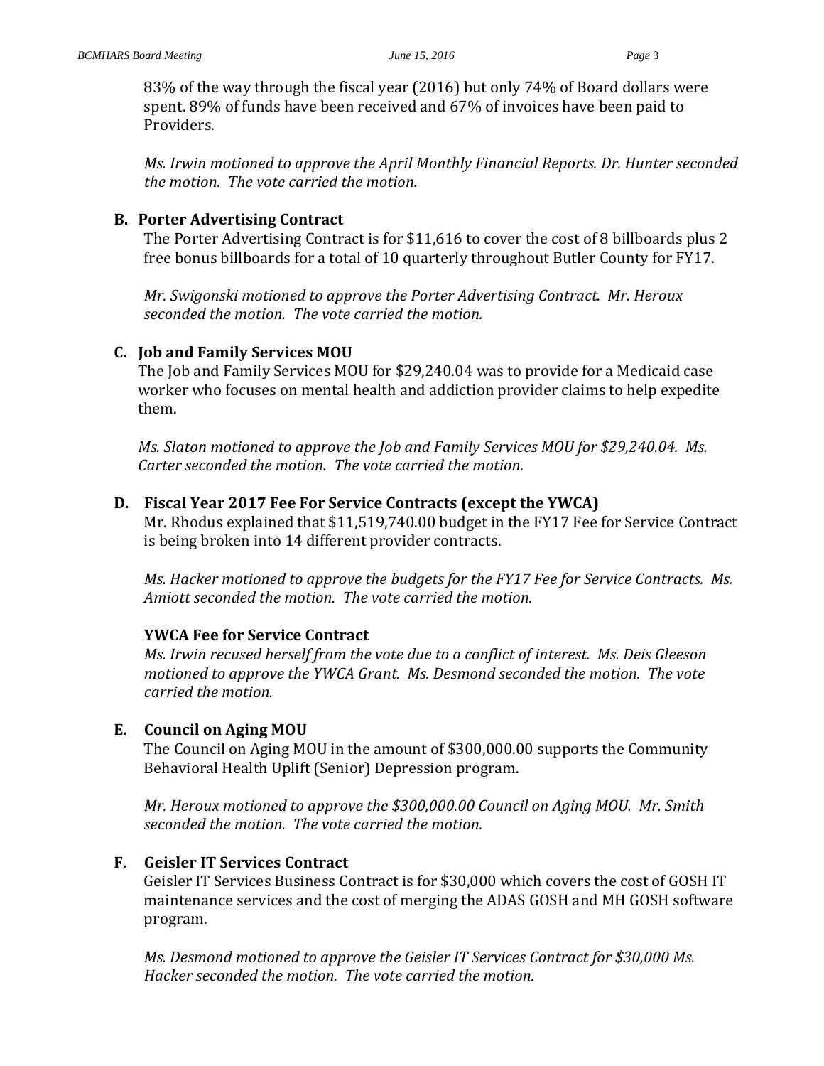83% of the way through the fiscal year (2016) but only 74% of Board dollars were spent. 89% of funds have been received and 67% of invoices have been paid to Providers.

*Ms. Irwin motioned to approve the April Monthly Financial Reports. Dr. Hunter seconded the motion. The vote carried the motion.*

**B. Porter Advertising Contract**

The Porter Advertising Contract is for $11,616 to cover the cost of 8 billboards plus 2 free bonus billboards for a total of 10 quarterly throughout Butler County for FY17.

*Mr. Swigonski motioned to approve the Porter Advertising Contract. Mr. Heroux seconded the motion. The vote carried the motion.*

**C. Job and Family Services MOU**

The Job and Family Services MOU for $29,240.04 was to provide for a Medicaid case worker who focuses on mental health and addiction provider claims to help expedite them.

*Ms. Slaton motioned to approve the Job and Family Services MOU for $29,240.04. Ms. Carter seconded the motion. The vote carried the motion.*

**D. Fiscal Year 2017 Fee For Service Contracts (except the YWCA)**

Mr. Rhodus explained that $11,519,740.00 budget in the FY17 Fee for Service Contract is being broken into 14 different provider contracts.

*Ms. Hacker motioned to approve the budgets for the FY17 Fee for Service Contracts. Ms. Amiott seconded the motion. The vote carried the motion.*

**YWCA Fee for Service Contract**

*Ms. Irwin recused herself from the vote due to a conflict of interest. Ms. Deis Gleeson motioned to approve the YWCA Grant. Ms. Desmond seconded the motion. The vote carried the motion.*

**E. Council on Aging MOU**

The Council on Aging MOU in the amount of $300,000.00 supports the Community Behavioral Health Uplift (Senior) Depression program.

*Mr. Heroux motioned to approve the $300,000.00 Council on Aging MOU. Mr. Smith seconded the motion. The vote carried the motion.*

**F. Geisler IT Services Contract**

Geisler IT Services Business Contract is for $30,000 which covers the cost of GOSH IT maintenance services and the cost of merging the ADAS GOSH and MH GOSH software program.

*Ms. Desmond motioned to approve the Geisler IT Services Contract for $30,000 Ms. Hacker seconded the motion. The vote carried the motion.*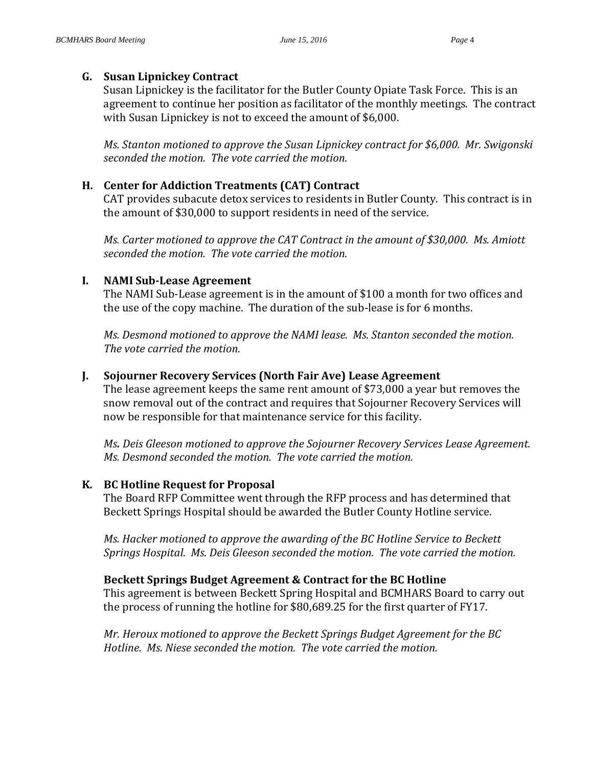**G. Susan Lipnickey Contract**

Susan Lipnickey is the facilitator for the Butler County Opiate Task Force. This is an agreement to continue her position as facilitator of the monthly meetings. The contract with Susan Lipnickey is not to exceed the amount of $6,000.

*Ms. Stanton motioned to approve the Susan Lipnickey contract for $6,000. Mr. Swigonski seconded the motion. The vote carried the motion.*

**H. Center for Addiction Treatments (CAT) Contract**

CAT provides subacute detox services to residents in Butler County. This contract is in the amount of $30,000 to support residents in need of the service.

*Ms. Carter motioned to approve the CAT Contract in the amount of $30,000. Ms. Amiott seconded the motion. The vote carried the motion.*

**I. NAMI Sub-Lease Agreement**

The NAMI Sub-Lease agreement is in the amount of $100 a month for two offices and the use of the copy machine. The duration of the sub-lease is for 6 months.

*Ms. Desmond motioned to approve the NAMI lease. Ms. Stanton seconded the motion. The vote carried the motion.*

**J. Sojourner Recovery Services (North Fair Ave) Lease Agreement**

The lease agreement keeps the same rent amount of $73,000 a year but removes the snow removal out of the contract and requires that Sojourner Recovery Services will now be responsible for that maintenance service for this facility.

*Ms. Deis Gleeson motioned to approve the Sojourner Recovery Services Lease Agreement. Ms. Desmond seconded the motion. The vote carried the motion.*

**K. BC Hotline Request for Proposal**

The Board RFP Committee went through the RFP process and has determined that Beckett Springs Hospital should be awarded the Butler County Hotline service.

*Ms. Hacker motioned to approve the awarding of the BC Hotline Service to Beckett Springs Hospital. Ms. Deis Gleeson seconded the motion. The vote carried the motion.*

**Beckett Springs Budget Agreement & Contract for the BC Hotline**

This agreement is between Beckett Spring Hospital and BCMHARS Board to carry out the process of running the hotline for $80,689.25 for the first quarter of FY17.

*Mr. Heroux motioned to approve the Beckett Springs Budget Agreement for the BC Hotline. Ms. Niese seconded the motion. The vote carried the motion.*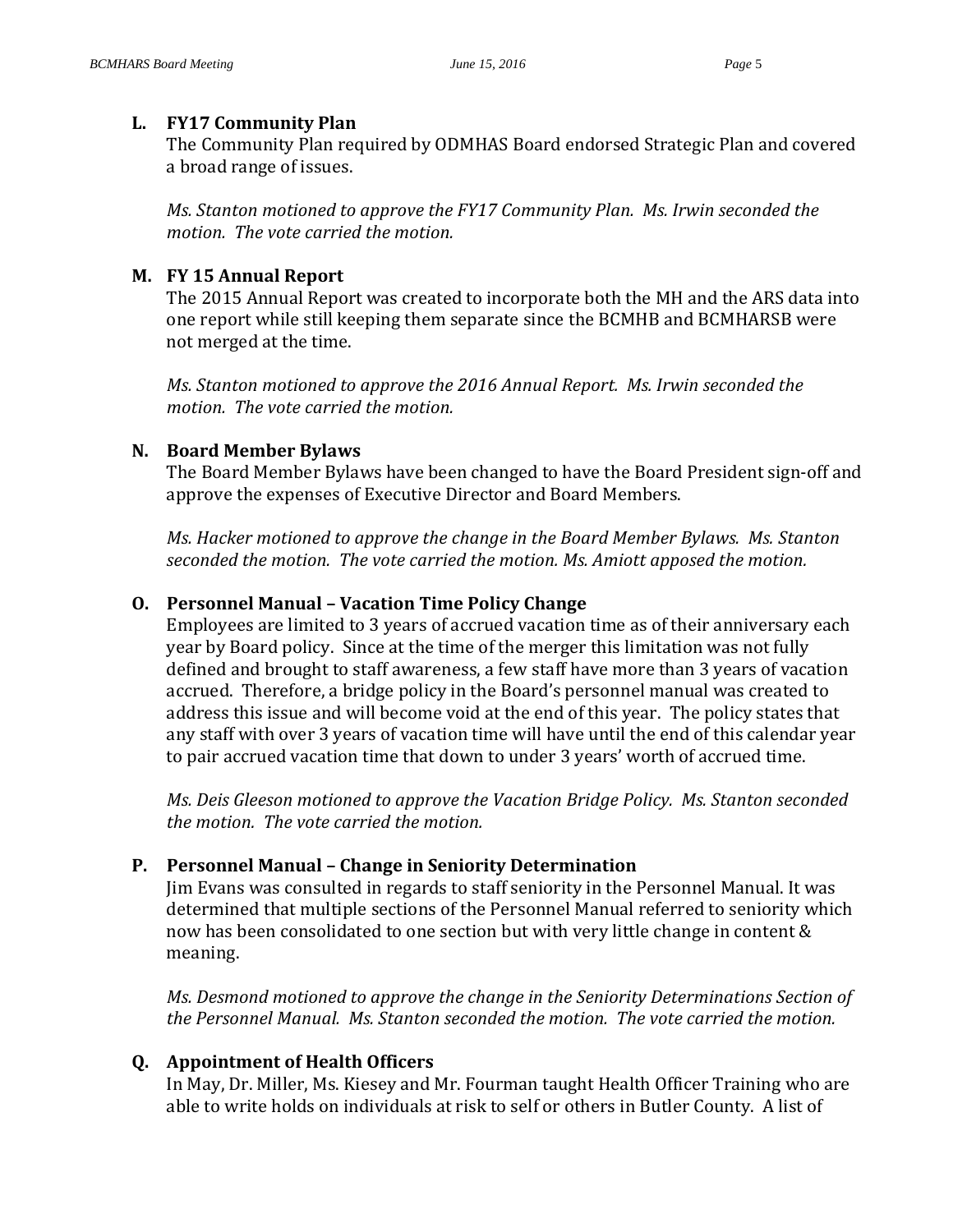### L. FY17 Community Plan

The Community Plan required by ODMHAS Board endorsed Strategic Plan and covered a broad range of issues.

*Ms. Stanton motioned to approve the FY17 Community Plan. Ms. Irwin seconded the motion. The vote carried the motion.*

### M. FY 15 Annual Report

The 2015 Annual Report was created to incorporate both the MH and the ARS data into one report while still keeping them separate since the BCMHB and BCMHARSB were not merged at the time.

*Ms. Stanton motioned to approve the 2016 Annual Report. Ms. Irwin seconded the motion. The vote carried the motion.*

### N. Board Member Bylaws

The Board Member Bylaws have been changed to have the Board President sign-off and approve the expenses of Executive Director and Board Members.

*Ms. Hacker motioned to approve the change in the Board Member Bylaws. Ms. Stanton seconded the motion. The vote carried the motion. Ms. Amiott apposed the motion.*

### O. Personnel Manual – Vacation Time Policy Change

Employees are limited to 3 years of accrued vacation time as of their anniversary each year by Board policy. Since at the time of the merger this limitation was not fully defined and brought to staff awareness, a few staff have more than 3 years of vacation accrued. Therefore, a bridge policy in the Board's personnel manual was created to address this issue and will become void at the end of this year. The policy states that any staff with over 3 years of vacation time will have until the end of this calendar year to pair accrued vacation time that down to under 3 years' worth of accrued time.

*Ms. Deis Gleeson motioned to approve the Vacation Bridge Policy. Ms. Stanton seconded the motion. The vote carried the motion.*

### P. Personnel Manual – Change in Seniority Determination

Jim Evans was consulted in regards to staff seniority in the Personnel Manual. It was determined that multiple sections of the Personnel Manual referred to seniority which now has been consolidated to one section but with very little change in content & meaning.

*Ms. Desmond motioned to approve the change in the Seniority Determinations Section of the Personnel Manual. Ms. Stanton seconded the motion. The vote carried the motion.*

### Q. Appointment of Health Officers

In May, Dr. Miller, Ms. Kiesey and Mr. Fourman taught Health Officer Training who are able to write holds on individuals at risk to self or others in Butler County. A list of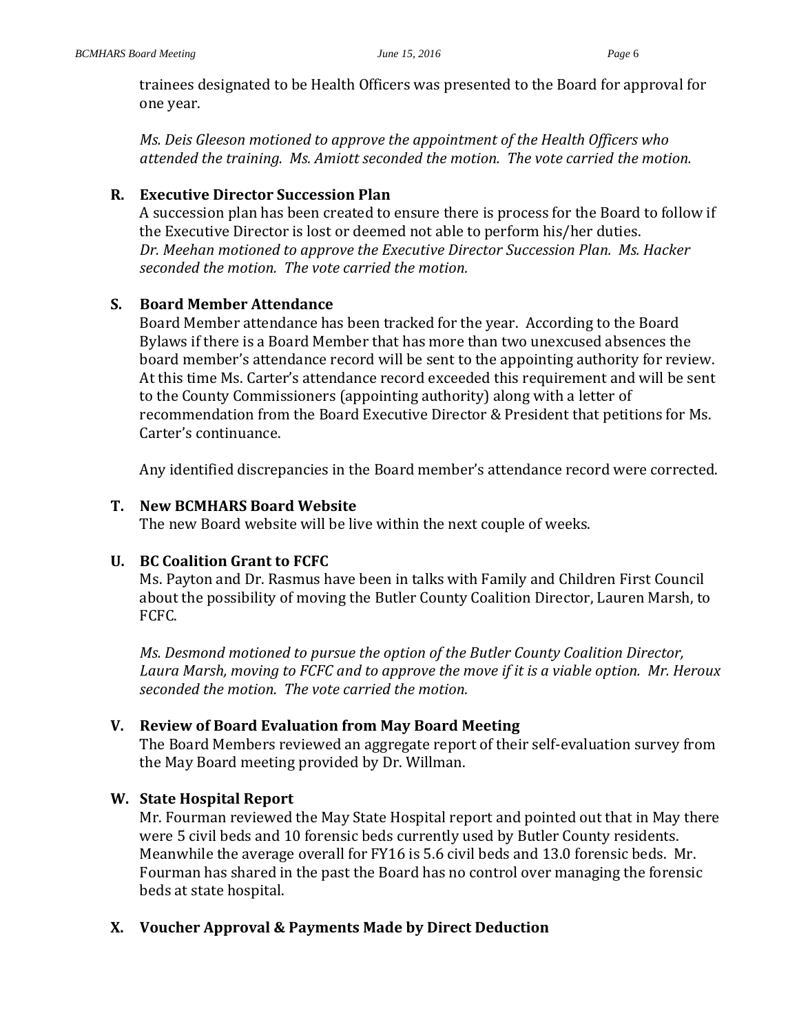trainees designated to be Health Officers was presented to the Board for approval for one year.

*Ms. Deis Gleeson motioned to approve the appointment of the Health Officers who attended the training. Ms. Amiott seconded the motion. The vote carried the motion.*

**R. Executive Director Succession Plan**

A succession plan has been created to ensure there is process for the Board to follow if the Executive Director is lost or deemed not able to perform his/her duties.
*Dr. Meehan motioned to approve the Executive Director Succession Plan. Ms. Hacker seconded the motion. The vote carried the motion.*

**S. Board Member Attendance**

Board Member attendance has been tracked for the year. According to the Board Bylaws if there is a Board Member that has more than two unexcused absences the board member's attendance record will be sent to the appointing authority for review. At this time Ms. Carter's attendance record exceeded this requirement and will be sent to the County Commissioners (appointing authority) along with a letter of recommendation from the Board Executive Director & President that petitions for Ms. Carter's continuance.

Any identified discrepancies in the Board member's attendance record were corrected.

**T. New BCMHARS Board Website**

The new Board website will be live within the next couple of weeks.

**U. BC Coalition Grant to FCFC**

Ms. Payton and Dr. Rasmus have been in talks with Family and Children First Council about the possibility of moving the Butler County Coalition Director, Lauren Marsh, to FCFC.

*Ms. Desmond motioned to pursue the option of the Butler County Coalition Director, Laura Marsh, moving to FCFC and to approve the move if it is a viable option. Mr. Heroux seconded the motion. The vote carried the motion.*

**V. Review of Board Evaluation from May Board Meeting**

The Board Members reviewed an aggregate report of their self-evaluation survey from the May Board meeting provided by Dr. Willman.

**W. State Hospital Report**

Mr. Fourman reviewed the May State Hospital report and pointed out that in May there were 5 civil beds and 10 forensic beds currently used by Butler County residents. Meanwhile the average overall for FY16 is 5.6 civil beds and 13.0 forensic beds. Mr. Fourman has shared in the past the Board has no control over managing the forensic beds at state hospital.

**X. Voucher Approval & Payments Made by Direct Deduction**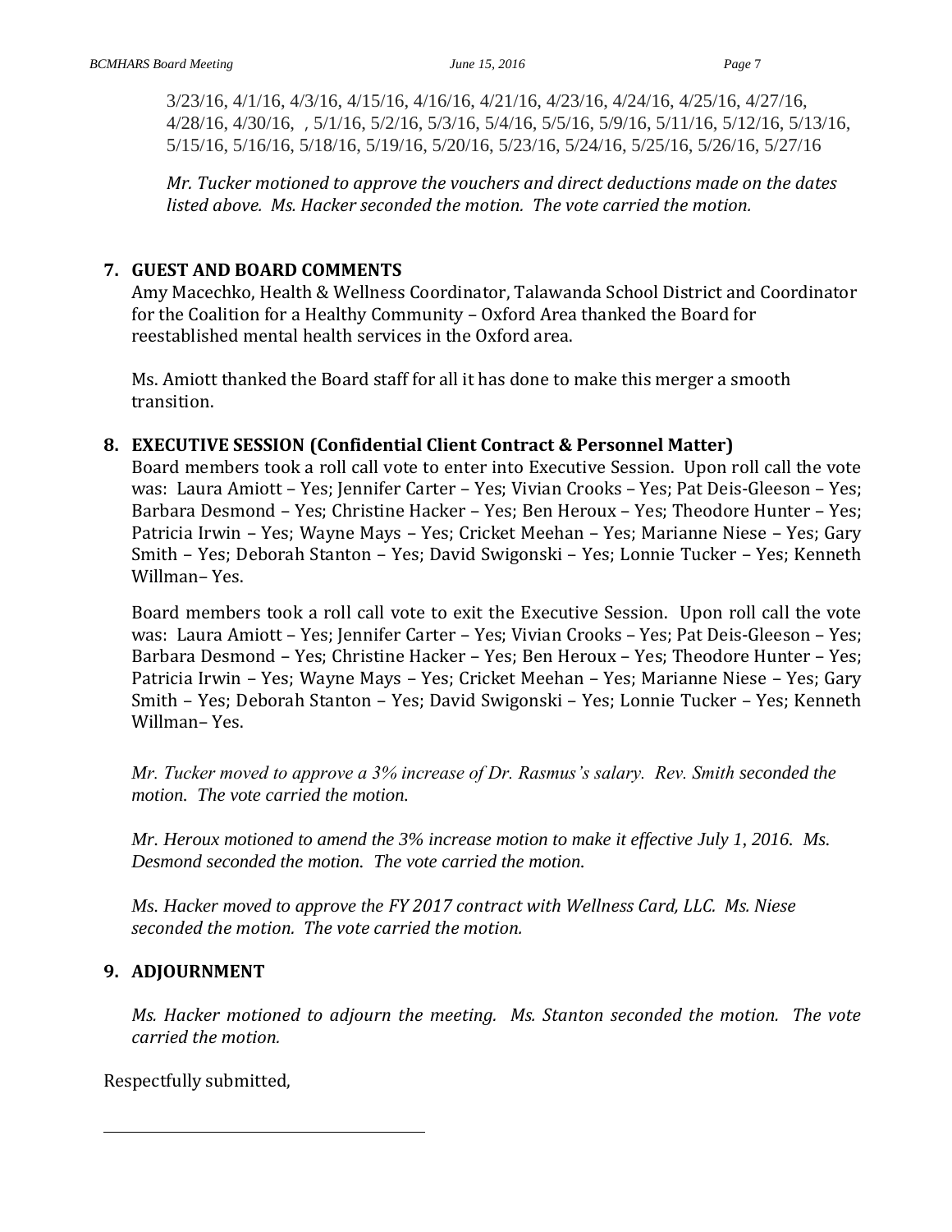3/23/16, 4/1/16, 4/3/16, 4/15/16, 4/16/16, 4/21/16, 4/23/16, 4/24/16, 4/25/16, 4/27/16, 4/28/16, 4/30/16, , 5/1/16, 5/2/16, 5/3/16, 5/4/16, 5/5/16, 5/9/16, 5/11/16, 5/12/16, 5/13/16, 5/15/16, 5/16/16, 5/18/16, 5/19/16, 5/20/16, 5/23/16, 5/24/16, 5/25/16, 5/26/16, 5/27/16

*Mr. Tucker motioned to approve the vouchers and direct deductions made on the dates listed above. Ms. Hacker seconded the motion. The vote carried the motion.*

## 7. GUEST AND BOARD COMMENTS

Amy Macechko, Health & Wellness Coordinator, Talawanda School District and Coordinator for the Coalition for a Healthy Community – Oxford Area thanked the Board for reestablished mental health services in the Oxford area.

Ms. Amiott thanked the Board staff for all it has done to make this merger a smooth transition.

## 8. EXECUTIVE SESSION (Confidential Client Contract & Personnel Matter)

Board members took a roll call vote to enter into Executive Session. Upon roll call the vote was: Laura Amiott – Yes; Jennifer Carter – Yes; Vivian Crooks – Yes; Pat Deis-Gleeson – Yes; Barbara Desmond – Yes; Christine Hacker – Yes; Ben Heroux – Yes; Theodore Hunter – Yes; Patricia Irwin – Yes; Wayne Mays – Yes; Cricket Meehan – Yes; Marianne Niese – Yes; Gary Smith – Yes; Deborah Stanton – Yes; David Swigonski – Yes; Lonnie Tucker – Yes; Kenneth Willman– Yes.

Board members took a roll call vote to exit the Executive Session. Upon roll call the vote was: Laura Amiott – Yes; Jennifer Carter – Yes; Vivian Crooks – Yes; Pat Deis-Gleeson – Yes; Barbara Desmond – Yes; Christine Hacker – Yes; Ben Heroux – Yes; Theodore Hunter – Yes; Patricia Irwin – Yes; Wayne Mays – Yes; Cricket Meehan – Yes; Marianne Niese – Yes; Gary Smith – Yes; Deborah Stanton – Yes; David Swigonski – Yes; Lonnie Tucker – Yes; Kenneth Willman– Yes.

*Mr. Tucker moved to approve a 3% increase of Dr. Rasmus's salary. Rev. Smith seconded the motion. The vote carried the motion.*

*Mr. Heroux motioned to amend the 3% increase motion to make it effective July 1, 2016. Ms. Desmond seconded the motion. The vote carried the motion.*

*Ms. Hacker moved to approve the FY 2017 contract with Wellness Card, LLC. Ms. Niese seconded the motion. The vote carried the motion.*

## 9. ADJOURNMENT

*Ms. Hacker motioned to adjourn the meeting. Ms. Stanton seconded the motion. The vote carried the motion.*

Respectfully submitted,

\_\_\_\_\_\_\_\_\_\_\_\_\_\_\_\_\_\_\_\_\_\_\_\_\_\_\_\_\_\_\_\_\_\_\_\_\_\_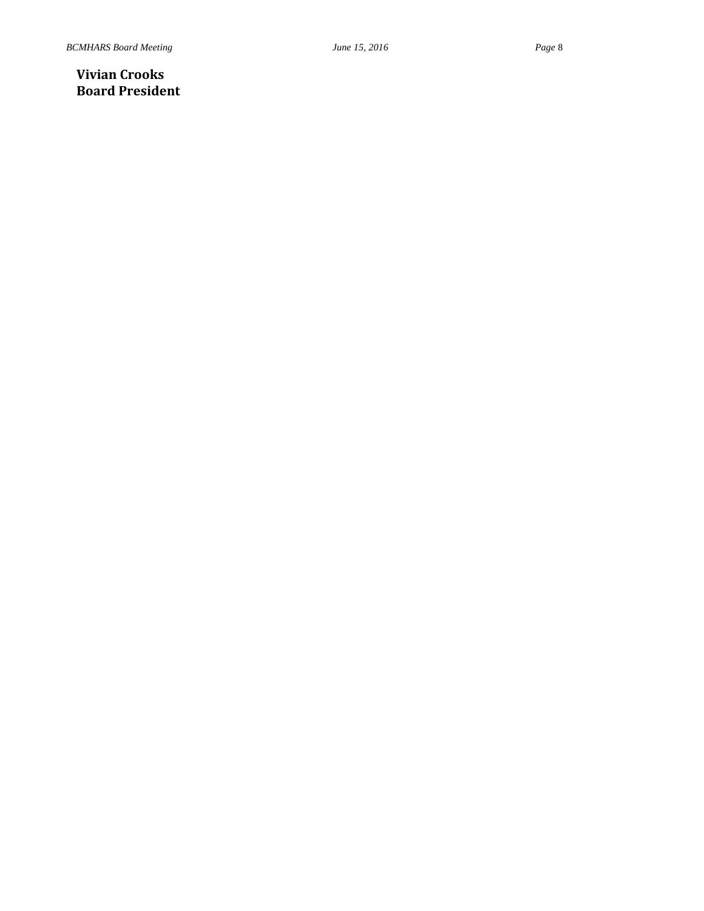**Vivian Crooks**
**Board President**